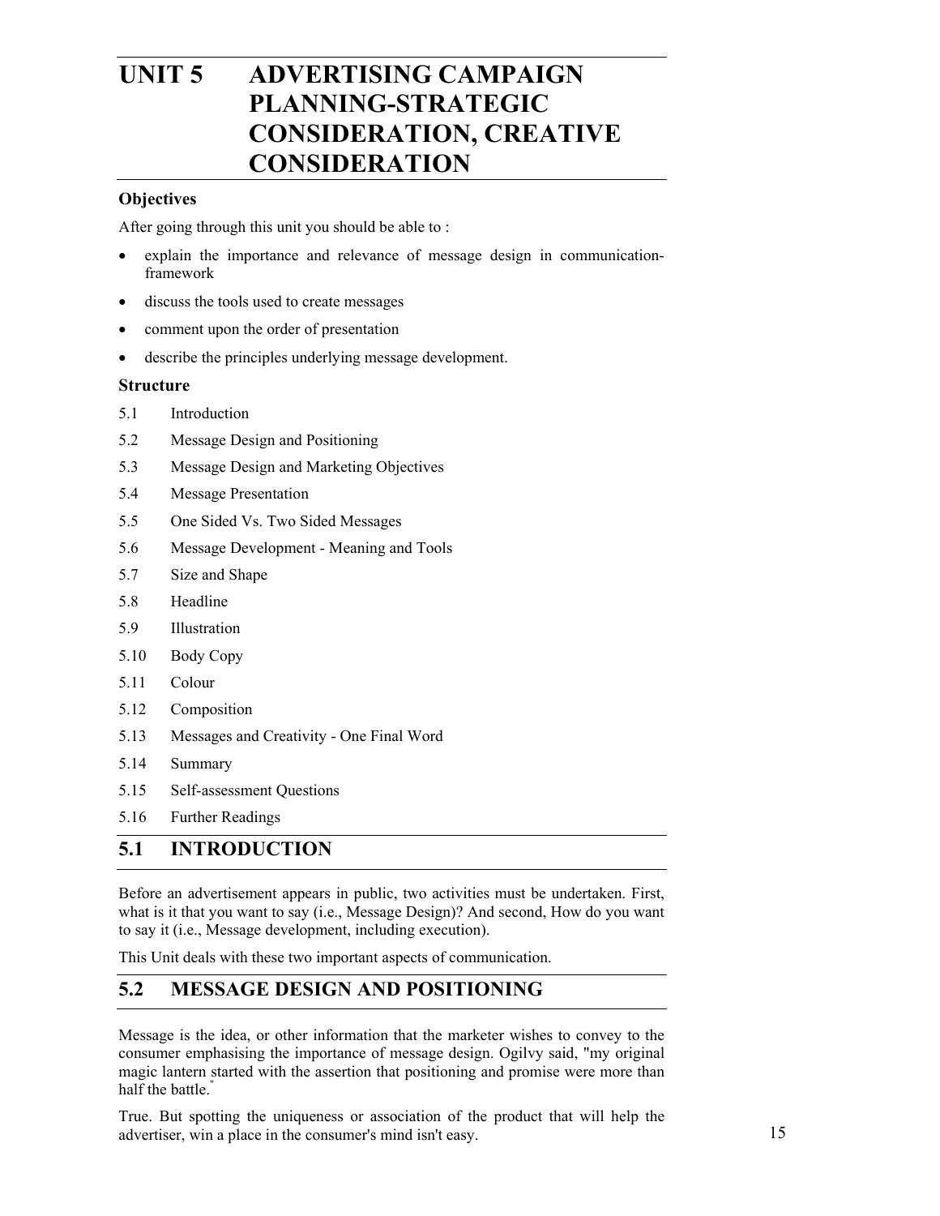# UNIT 5 ADVERTISING CAMPAIGN PLANNING-STRATEGIC CONSIDERATION, CREATIVE CONSIDERATION

### Objectives

After going through this unit you should be able to :

- explain the importance and relevance of message design in communication-framework
- discuss the tools used to create messages
- comment upon the order of presentation
- describe the principles underlying message development.

### Structure

5.1 Introduction

5.2 Message Design and Positioning

5.3 Message Design and Marketing Objectives

5.4 Message Presentation

5.5 One Sided Vs. Two Sided Messages

5.6 Message Development - Meaning and Tools

5.7 Size and Shape

5.8 Headline

5.9 Illustration

5.10 Body Copy

5.11 Colour

5.12 Composition

5.13 Messages and Creativity - One Final Word

5.14 Summary

5.15 Self-assessment Questions

5.16 Further Readings

## 5.1 INTRODUCTION

Before an advertisement appears in public, two activities must be undertaken. First, what is it that you want to say (i.e., Message Design)? And second, How do you want to say it (i.e., Message development, including execution).

This Unit deals with these two important aspects of communication.

## 5.2 MESSAGE DESIGN AND POSITIONING

Message is the idea, or other information that the marketer wishes to convey to the consumer emphasising the importance of message design. Ogilvy said, "my original magic lantern started with the assertion that positioning and promise were more than half the battle."

True. But spotting the uniqueness or association of the product that will help the advertiser, win a place in the consumer's mind isn't easy.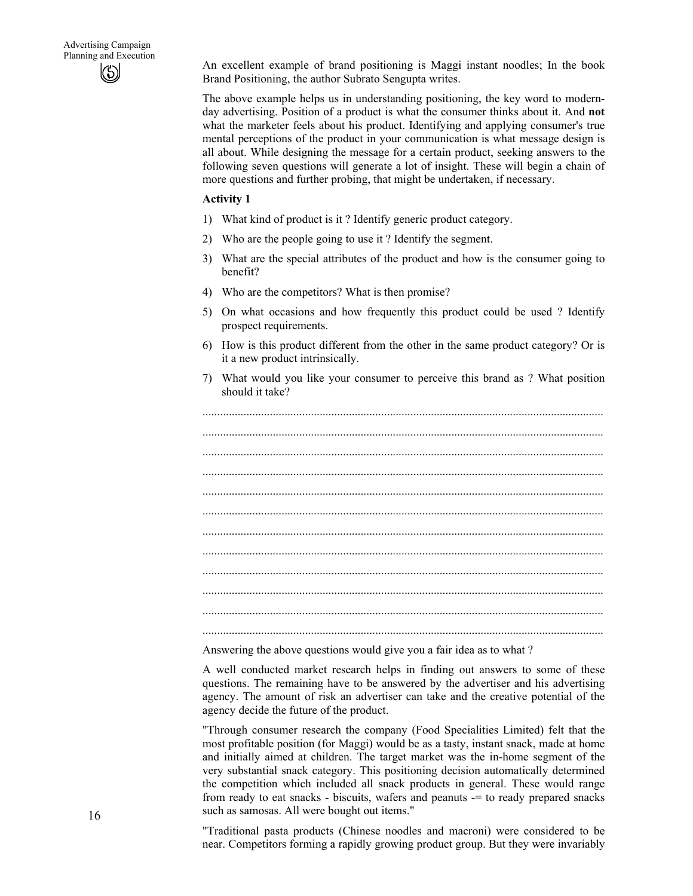An excellent example of brand positioning is Maggi instant noodles; In the book Brand Positioning, the author Subrato Sengupta writes.

The above example helps us in understanding positioning, the key word to modern-day advertising. Position of a product is what the consumer thinks about it. And **not** what the marketer feels about his product. Identifying and applying consumer's true mental perceptions of the product in your communication is what message design is all about. While designing the message for a certain product, seeking answers to the following seven questions will generate a lot of insight. These will begin a chain of more questions and further probing, that might be undertaken, if necessary.

**Activity 1**

1) What kind of product is it ? Identify generic product category.
2) Who are the people going to use it ? Identify the segment.
3) What are the special attributes of the product and how is the consumer going to benefit?
4) Who are the competitors? What is then promise?
5) On what occasions and how frequently this product could be used ? Identify prospect requirements.
6) How is this product different from the other in the same product category? Or is it a new product intrinsically.
7) What would you like your consumer to perceive this brand as ? What position should it take?

..........................................................................................................................

..........................................................................................................................

..........................................................................................................................

..........................................................................................................................

..........................................................................................................................

..........................................................................................................................

..........................................................................................................................

..........................................................................................................................

..........................................................................................................................

..........................................................................................................................

..........................................................................................................................

..........................................................................................................................

Answering the above questions would give you a fair idea as to what ?

A well conducted market research helps in finding out answers to some of these questions. The remaining have to be answered by the advertiser and his advertising agency. The amount of risk an advertiser can take and the creative potential of the agency decide the future of the product.

"Through consumer research the company (Food Specialities Limited) felt that the most profitable position (for Maggi) would be as a tasty, instant snack, made at home and initially aimed at children. The target market was the in-home segment of the very substantial snack category. This positioning decision automatically determined the competition which included all snack products in general. These would range from ready to eat snacks - biscuits, wafers and peanuts -= to ready prepared snacks such as samosas. All were bought out items."

"Traditional pasta products (Chinese noodles and macroni) were considered to be near. Competitors forming a rapidly growing product group. But they were invariably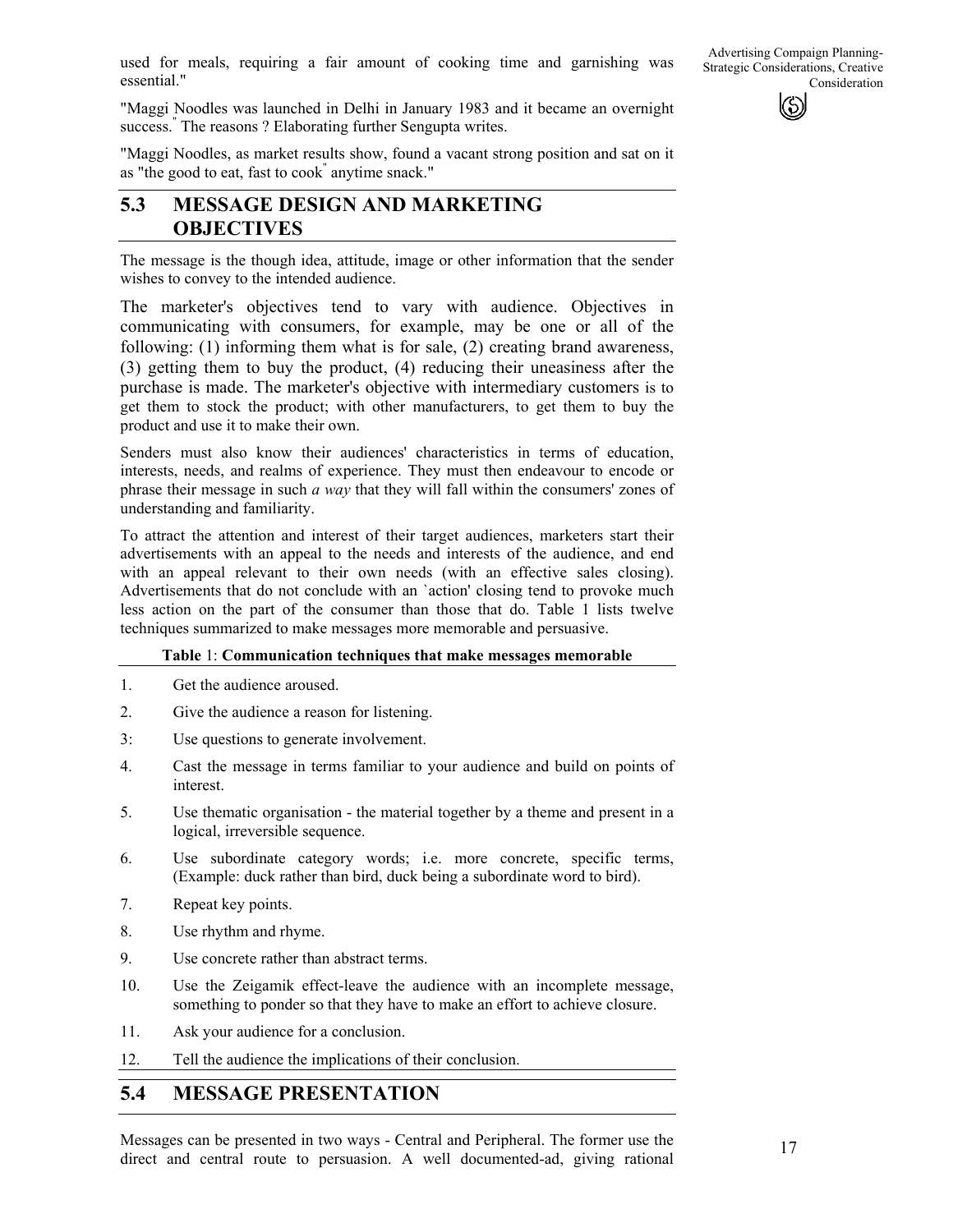used for meals, requiring a fair amount of cooking time and garnishing was essential."

"Maggi Noodles was launched in Delhi in January 1983 and it became an overnight success." The reasons ? Elaborating further Sengupta writes.

"Maggi Noodles, as market results show, found a vacant strong position and sat on it as "the good to eat, fast to cook" anytime snack."

## 5.3 MESSAGE DESIGN AND MARKETING OBJECTIVES

The message is the though idea, attitude, image or other information that the sender wishes to convey to the intended audience.

The marketer's objectives tend to vary with audience. Objectives in communicating with consumers, for example, may be one or all of the following: (1) informing them what is for sale, (2) creating brand awareness, (3) getting them to buy the product, (4) reducing their uneasiness after the purchase is made. The marketer's objective with intermediary customers is to get them to stock the product; with other manufacturers, to get them to buy the product and use it to make their own.

Senders must also know their audiences' characteristics in terms of education, interests, needs, and realms of experience. They must then endeavour to encode or phrase their message in such *a way* that they will fall within the consumers' zones of understanding and familiarity.

To attract the attention and interest of their target audiences, marketers start their advertisements with an appeal to the needs and interests of the audience, and end with an appeal relevant to their own needs (with an effective sales closing). Advertisements that do not conclude with an `action' closing tend to provoke much less action on the part of the consumer than those that do. Table 1 lists twelve techniques summarized to make messages more memorable and persuasive.

**Table** 1: **Communication techniques that make messages memorable**

1. Get the audience aroused.
2. Give the audience a reason for listening.
3. Use questions to generate involvement.
4. Cast the message in terms familiar to your audience and build on points of interest.
5. Use thematic organisation - the material together by a theme and present in a logical, irreversible sequence.
6. Use subordinate category words; i.e. more concrete, specific terms, (Example: duck rather than bird, duck being a subordinate word to bird).
7. Repeat key points.
8. Use rhythm and rhyme.
9. Use concrete rather than abstract terms.
10. Use the Zeigamik effect-leave the audience with an incomplete message, something to ponder so that they have to make an effort to achieve closure.
11. Ask your audience for a conclusion.
12. Tell the audience the implications of their conclusion.

## 5.4 MESSAGE PRESENTATION

Messages can be presented in two ways - Central and Peripheral. The former use the direct and central route to persuasion. A well documented-ad, giving rational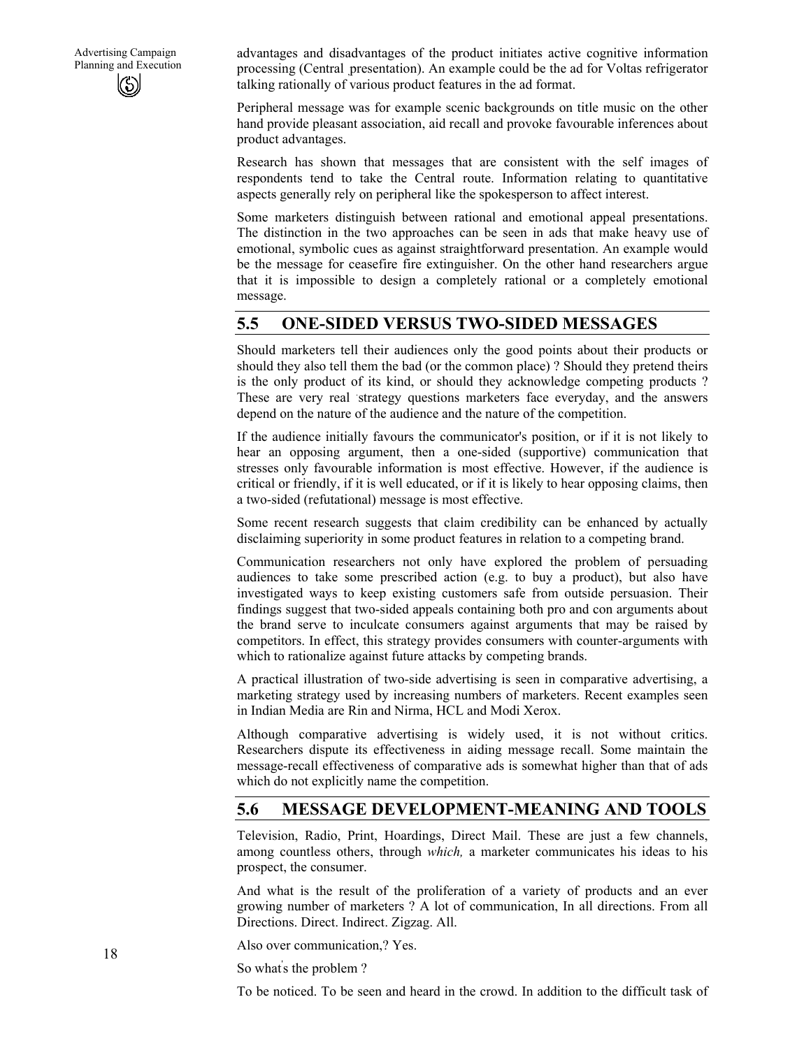advantages and disadvantages of the product initiates active cognitive information processing (Central presentation). An example could be the ad for Voltas refrigerator talking rationally of various product features in the ad format.

Peripheral message was for example scenic backgrounds on title music on the other hand provide pleasant association, aid recall and provoke favourable inferences about product advantages.

Research has shown that messages that are consistent with the self images of respondents tend to take the Central route. Information relating to quantitative aspects generally rely on peripheral like the spokesperson to affect interest.

Some marketers distinguish between rational and emotional appeal presentations. The distinction in the two approaches can be seen in ads that make heavy use of emotional, symbolic cues as against straightforward presentation. An example would be the message for ceasefire fire extinguisher. On the other hand researchers argue that it is impossible to design a completely rational or a completely emotional message.

## 5.5 ONE-SIDED VERSUS TWO-SIDED MESSAGES

Should marketers tell their audiences only the good points about their products or should they also tell them the bad (or the common place) ? Should they pretend theirs is the only product of its kind, or should they acknowledge competing products ? These are very real strategy questions marketers face everyday, and the answers depend on the nature of the audience and the nature of the competition.

If the audience initially favours the communicator's position, or if it is not likely to hear an opposing argument, then a one-sided (supportive) communication that stresses only favourable information is most effective. However, if the audience is critical or friendly, if it is well educated, or if it is likely to hear opposing claims, then a two-sided (refutational) message is most effective.

Some recent research suggests that claim credibility can be enhanced by actually disclaiming superiority in some product features in relation to a competing brand.

Communication researchers not only have explored the problem of persuading audiences to take some prescribed action (e.g. to buy a product), but also have investigated ways to keep existing customers safe from outside persuasion. Their findings suggest that two-sided appeals containing both pro and con arguments about the brand serve to inculcate consumers against arguments that may be raised by competitors. In effect, this strategy provides consumers with counter-arguments with which to rationalize against future attacks by competing brands.

A practical illustration of two-side advertising is seen in comparative advertising, a marketing strategy used by increasing numbers of marketers. Recent examples seen in Indian Media are Rin and Nirma, HCL and Modi Xerox.

Although comparative advertising is widely used, it is not without critics. Researchers dispute its effectiveness in aiding message recall. Some maintain the message-recall effectiveness of comparative ads is somewhat higher than that of ads which do not explicitly name the competition.

## 5.6 MESSAGE DEVELOPMENT-MEANING AND TOOLS

Television, Radio, Print, Hoardings, Direct Mail. These are just a few channels, among countless others, through *which,* a marketer communicates his ideas to his prospect, the consumer.

And what is the result of the proliferation of a variety of products and an ever growing number of marketers ? A lot of communication, In all directions. From all Directions. Direct. Indirect. Zigzag. All.

Also over communication,? Yes.

So what's the problem ?

To be noticed. To be seen and heard in the crowd. In addition to the difficult task of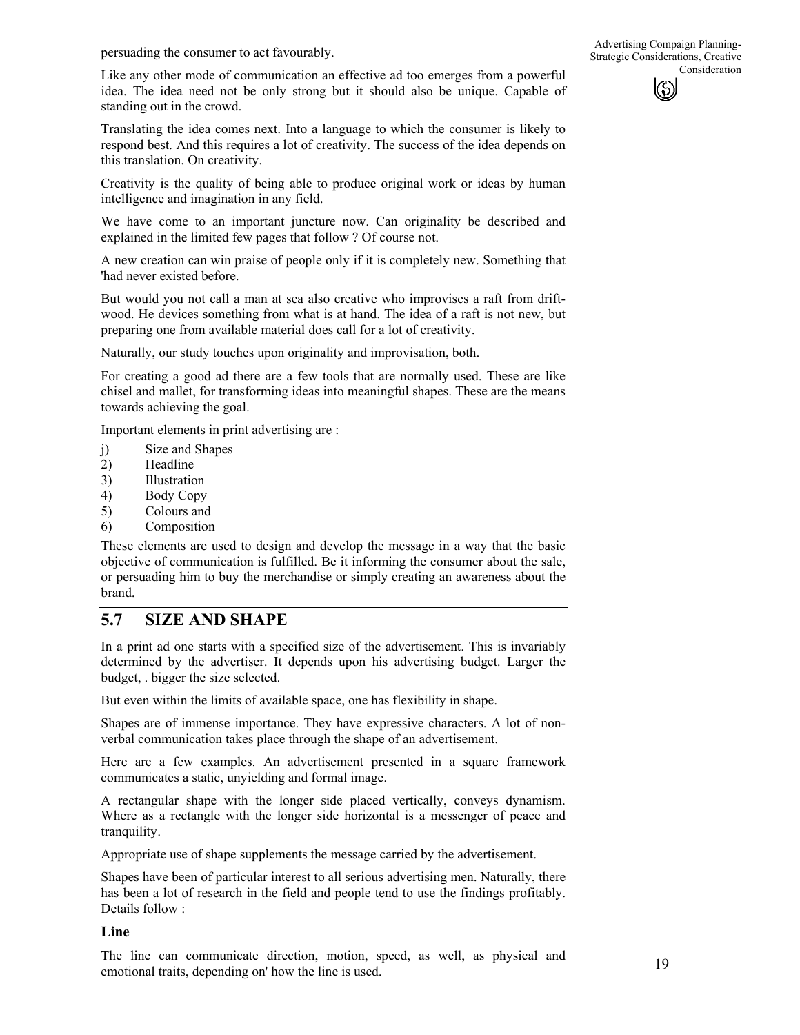persuading the consumer to act favourably.

Like any other mode of communication an effective ad too emerges from a powerful idea. The idea need not be only strong but it should also be unique. Capable of standing out in the crowd.

Translating the idea comes next. Into a language to which the consumer is likely to respond best. And this requires a lot of creativity. The success of the idea depends on this translation. On creativity.

Creativity is the quality of being able to produce original work or ideas by human intelligence and imagination in any field.

We have come to an important juncture now. Can originality be described and explained in the limited few pages that follow ? Of course not.

A new creation can win praise of people only if it is completely new. Something that 'had never existed before.

But would you not call a man at sea also creative who improvises a raft from drift-wood. He devices something from what is at hand. The idea of a raft is not new, but preparing one from available material does call for a lot of creativity.

Naturally, our study touches upon originality and improvisation, both.

For creating a good ad there are a few tools that are normally used. These are like chisel and mallet, for transforming ideas into meaningful shapes. These are the means towards achieving the goal.

Important elements in print advertising are :

j) Size and Shapes
2) Headline
3) Illustration
4) Body Copy
5) Colours and
6) Composition

These elements are used to design and develop the message in a way that the basic objective of communication is fulfilled. Be it informing the consumer about the sale, or persuading him to buy the merchandise or simply creating an awareness about the brand.

## 5.7 SIZE AND SHAPE

In a print ad one starts with a specified size of the advertisement. This is invariably determined by the advertiser. It depends upon his advertising budget. Larger the budget, . bigger the size selected.

But even within the limits of available space, one has flexibility in shape.

Shapes are of immense importance. They have expressive characters. A lot of non-verbal communication takes place through the shape of an advertisement.

Here are a few examples. An advertisement presented in a square framework communicates a static, unyielding and formal image.

A rectangular shape with the longer side placed vertically, conveys dynamism. Where as a rectangle with the longer side horizontal is a messenger of peace and tranquility.

Appropriate use of shape supplements the message carried by the advertisement.

Shapes have been of particular interest to all serious advertising men. Naturally, there has been a lot of research in the field and people tend to use the findings profitably. Details follow :

### Line

The line can communicate direction, motion, speed, as well, as physical and emotional traits, depending on' how the line is used.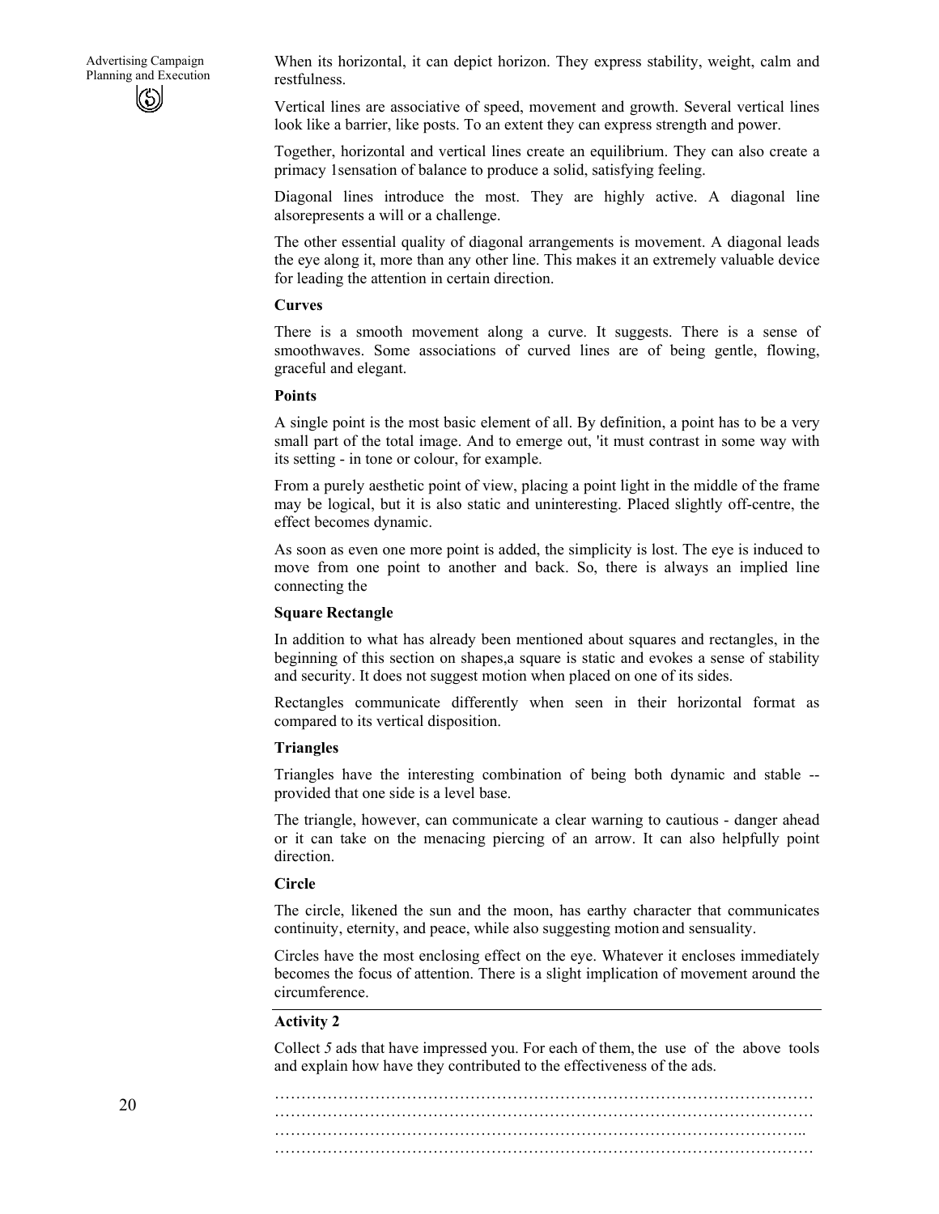When its horizontal, it can depict horizon. They express stability, weight, calm and restfulness.

Vertical lines are associative of speed, movement and growth. Several vertical lines look like a barrier, like posts. To an extent they can express strength and power.

Together, horizontal and vertical lines create an equilibrium. They can also create a primacy 1sensation of balance to produce a solid, satisfying feeling.

Diagonal lines introduce the most. They are highly active. A diagonal line alsorepresents a will or a challenge.

The other essential quality of diagonal arrangements is movement. A diagonal leads the eye along it, more than any other line. This makes it an extremely valuable device for leading the attention in certain direction.

**Curves**

There is a smooth movement along a curve. It suggests. There is a sense of smoothwaves. Some associations of curved lines are of being gentle, flowing, graceful and elegant.

**Points**

A single point is the most basic element of all. By definition, a point has to be a very small part of the total image. And to emerge out, 'it must contrast in some way with its setting - in tone or colour, for example.

From a purely aesthetic point of view, placing a point light in the middle of the frame may be logical, but it is also static and uninteresting. Placed slightly off-centre, the effect becomes dynamic.

As soon as even one more point is added, the simplicity is lost. The eye is induced to move from one point to another and back. So, there is always an implied line connecting the

**Square Rectangle**

In addition to what has already been mentioned about squares and rectangles, in the beginning of this section on shapes,a square is static and evokes a sense of stability and security. It does not suggest motion when placed on one of its sides.

Rectangles communicate differently when seen in their horizontal format as compared to its vertical disposition.

**Triangles**

Triangles have the interesting combination of being both dynamic and stable -- provided that one side is a level base.

The triangle, however, can communicate a clear warning to cautious - danger ahead or it can take on the menacing piercing of an arrow. It can also helpfully point direction.

**Circle**

The circle, likened the sun and the moon, has earthy character that communicates continuity, eternity, and peace, while also suggesting motion and sensuality.

Circles have the most enclosing effect on the eye. Whatever it encloses immediately becomes the focus of attention. There is a slight implication of movement around the circumference.

---

**Activity 2**

Collect *5* ads that have impressed you. For each of them, the use of the above tools and explain how have they contributed to the effectiveness of the ads.

…………………………………………………………………………………………
…………………………………………………………………………………………
………………………………………………………………………………………..
…………………………………………………………………………………………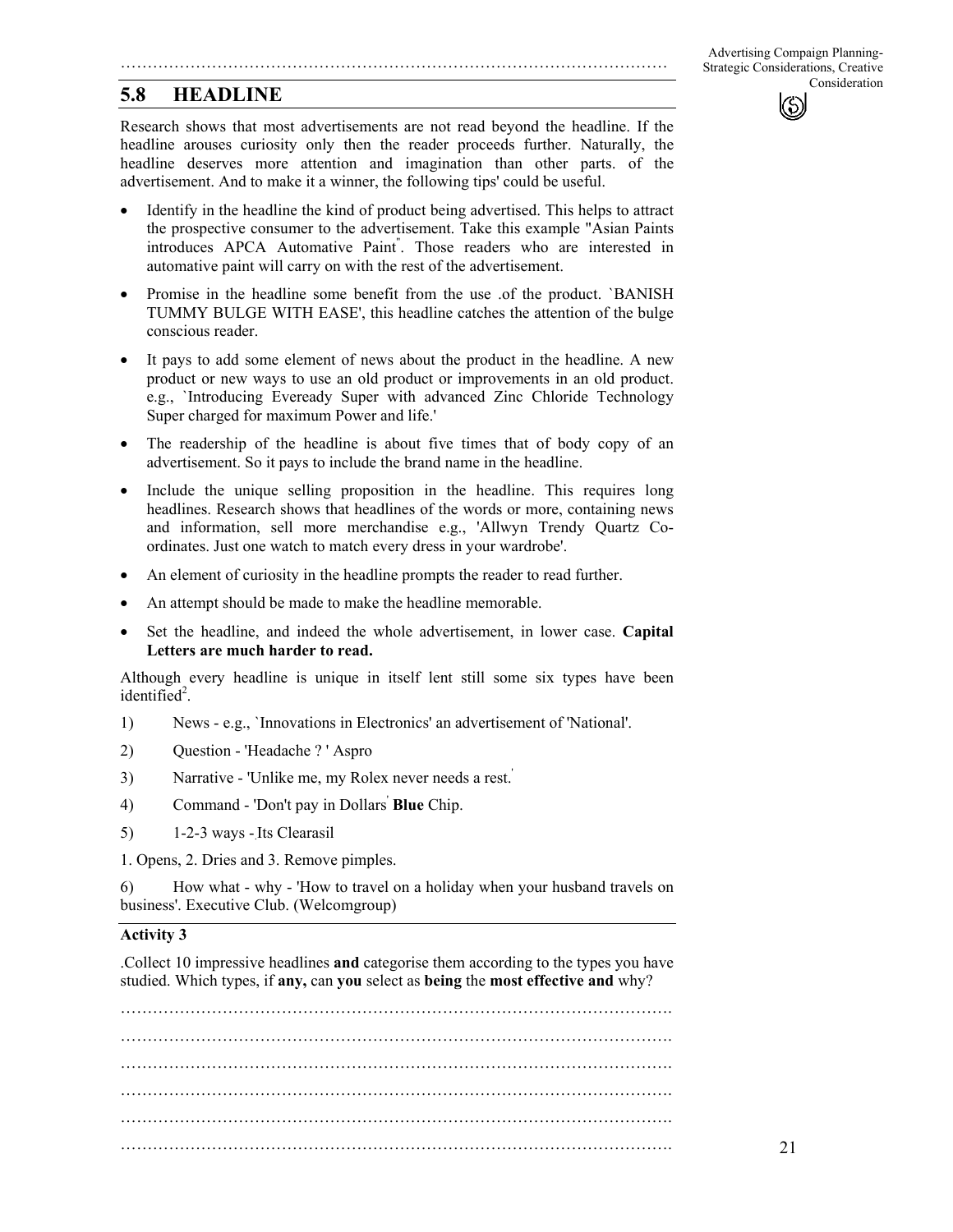## 5.8 HEADLINE

Research shows that most advertisements are not read beyond the headline. If the headline arouses curiosity only then the reader proceeds further. Naturally, the headline deserves more attention and imagination than other parts. of the advertisement. And to make it a winner, the following tips' could be useful.

- Identify in the headline the kind of product being advertised. This helps to attract the prospective consumer to the advertisement. Take this example "Asian Paints introduces APCA Automative Paint". Those readers who are interested in automative paint will carry on with the rest of the advertisement.
- Promise in the headline some benefit from the use .of the product. `BANISH TUMMY BULGE WITH EASE', this headline catches the attention of the bulge conscious reader.
- It pays to add some element of news about the product in the headline. A new product or new ways to use an old product or improvements in an old product. e.g., `Introducing Eveready Super with advanced Zinc Chloride Technology Super charged for maximum Power and life.'
- The readership of the headline is about five times that of body copy of an advertisement. So it pays to include the brand name in the headline.
- Include the unique selling proposition in the headline. This requires long headlines. Research shows that headlines of the words or more, containing news and information, sell more merchandise e.g., 'Allwyn Trendy Quartz Co-ordinates. Just one watch to match every dress in your wardrobe'.
- An element of curiosity in the headline prompts the reader to read further.
- An attempt should be made to make the headline memorable.
- Set the headline, and indeed the whole advertisement, in lower case. **Capital Letters are much harder to read.**

Although every headline is unique in itself lent still some six types have been identified[2].

1) News - e.g., `Innovations in Electronics' an advertisement of 'National'.
2) Question - 'Headache ? ' Aspro
3) Narrative - 'Unlike me, my Rolex never needs a rest.'
4) Command - 'Don't pay in Dollars' **Blue** Chip.
5) 1-2-3 ways - Its Clearasil

1. Opens, 2. Dries and 3. Remove pimples.

6) How what - why - 'How to travel on a holiday when your husband travels on business'. Executive Club. (Welcomgroup)

**Activity 3**

.Collect 10 impressive headlines **and** categorise them according to the types you have studied. Which types, if **any,** can **you** select as **being** the **most effective and** why?

…………………………………………………………………………………………

…………………………………………………………………………………………

…………………………………………………………………………………………

…………………………………………………………………………………………

…………………………………………………………………………………………

…………………………………………………………………………………………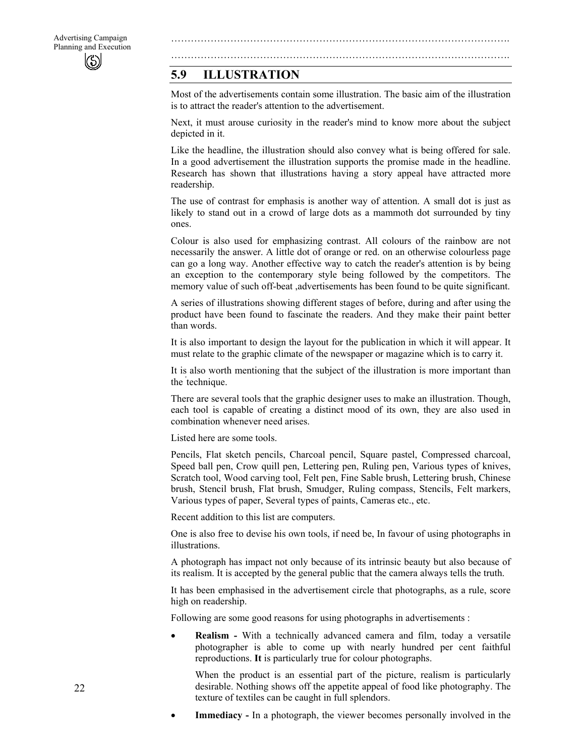…………………………………………………………………………………………….

…………………………………………………………………………………………….

## 5.9 ILLUSTRATION

Most of the advertisements contain some illustration. The basic aim of the illustration is to attract the reader's attention to the advertisement.

Next, it must arouse curiosity in the reader's mind to know more about the subject depicted in it.

Like the headline, the illustration should also convey what is being offered for sale. In a good advertisement the illustration supports the promise made in the headline. Research has shown that illustrations having a story appeal have attracted more readership.

The use of contrast for emphasis is another way of attention. A small dot is just as likely to stand out in a crowd of large dots as a mammoth dot surrounded by tiny ones.

Colour is also used for emphasizing contrast. All colours of the rainbow are not necessarily the answer. A little dot of orange or red. on an otherwise colourless page can go a long way. Another effective way to catch the reader's attention is by being an exception to the contemporary style being followed by the competitors. The memory value of such off-beat ,advertisements has been found to be quite significant.

A series of illustrations showing different stages of before, during and after using the product have been found to fascinate the readers. And they make their paint better than words.

It is also important to design the layout for the publication in which it will appear. It must relate to the graphic climate of the newspaper or magazine which is to carry it.

It is also worth mentioning that the subject of the illustration is more important than the technique.

There are several tools that the graphic designer uses to make an illustration. Though, each tool is capable of creating a distinct mood of its own, they are also used in combination whenever need arises.

Listed here are some tools.

Pencils, Flat sketch pencils, Charcoal pencil, Square pastel, Compressed charcoal, Speed ball pen, Crow quill pen, Lettering pen, Ruling pen, Various types of knives, Scratch tool, Wood carving tool, Felt pen, Fine Sable brush, Lettering brush, Chinese brush, Stencil brush, Flat brush, Smudger, Ruling compass, Stencils, Felt markers, Various types of paper, Several types of paints, Cameras etc., etc.

Recent addition to this list are computers.

One is also free to devise his own tools, if need be, In favour of using photographs in illustrations.

A photograph has impact not only because of its intrinsic beauty but also because of its realism. It is accepted by the general public that the camera always tells the truth.

It has been emphasised in the advertisement circle that photographs, as a rule, score high on readership.

Following are some good reasons for using photographs in advertisements :

- **Realism -** With a technically advanced camera and film, today a versatile photographer is able to come up with nearly hundred per cent faithful reproductions. **It** is particularly true for colour photographs.

  When the product is an essential part of the picture, realism is particularly desirable. Nothing shows off the appetite appeal of food like photography. The texture of textiles can be caught in full splendors.

- **Immediacy -** In a photograph, the viewer becomes personally involved in the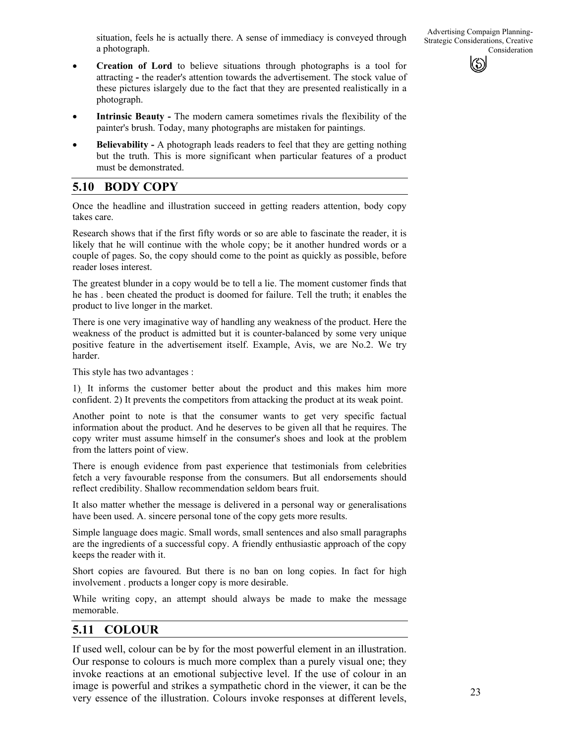situation, feels he is actually there. A sense of immediacy is conveyed through a photograph.

- **Creation of Lord** to believe situations through photographs is a tool for attracting **-** the reader's attention towards the advertisement. The stock value of these pictures islargely due to the fact that they are presented realistically in a photograph.
- **Intrinsic Beauty -** The modern camera sometimes rivals the flexibility of the painter's brush. Today, many photographs are mistaken for paintings.
- **Believability -** A photograph leads readers to feel that they are getting nothing but the truth. This is more significant when particular features of a product must be demonstrated.

## 5.10 BODY COPY

Once the headline and illustration succeed in getting readers attention, body copy takes care.

Research shows that if the first fifty words or so are able to fascinate the reader, it is likely that he will continue with the whole copy; be it another hundred words or a couple of pages. So, the copy should come to the point as quickly as possible, before reader loses interest.

The greatest blunder in a copy would be to tell a lie. The moment customer finds that he has . been cheated the product is doomed for failure. Tell the truth; it enables the product to live longer in the market.

There is one very imaginative way of handling any weakness of the product. Here the weakness of the product is admitted but it is counter-balanced by some very unique positive feature in the advertisement itself. Example, Avis, we are No.2. We try harder.

This style has two advantages :

1). It informs the customer better about the product and this makes him more confident. 2) It prevents the competitors from attacking the product at its weak point.

Another point to note is that the consumer wants to get very specific factual information about the product. And he deserves to be given all that he requires. The copy writer must assume himself in the consumer's shoes and look at the problem from the latters point of view.

There is enough evidence from past experience that testimonials from celebrities fetch a very favourable response from the consumers. But all endorsements should reflect credibility. Shallow recommendation seldom bears fruit.

It also matter whether the message is delivered in a personal way or generalisations have been used. A. sincere personal tone of the copy gets more results.

Simple language does magic. Small words, small sentences and also small paragraphs are the ingredients of a successful copy. A friendly enthusiastic approach of the copy keeps the reader with it.

Short copies are favoured. But there is no ban on long copies. In fact for high involvement . products a longer copy is more desirable.

While writing copy, an attempt should always be made to make the message memorable.

## 5.11 COLOUR

If used well, colour can be by for the most powerful element in an illustration. Our response to colours is much more complex than a purely visual one; they invoke reactions at an emotional subjective level. If the use of colour in an image is powerful and strikes a sympathetic chord in the viewer, it can be the very essence of the illustration. Colours invoke responses at different levels,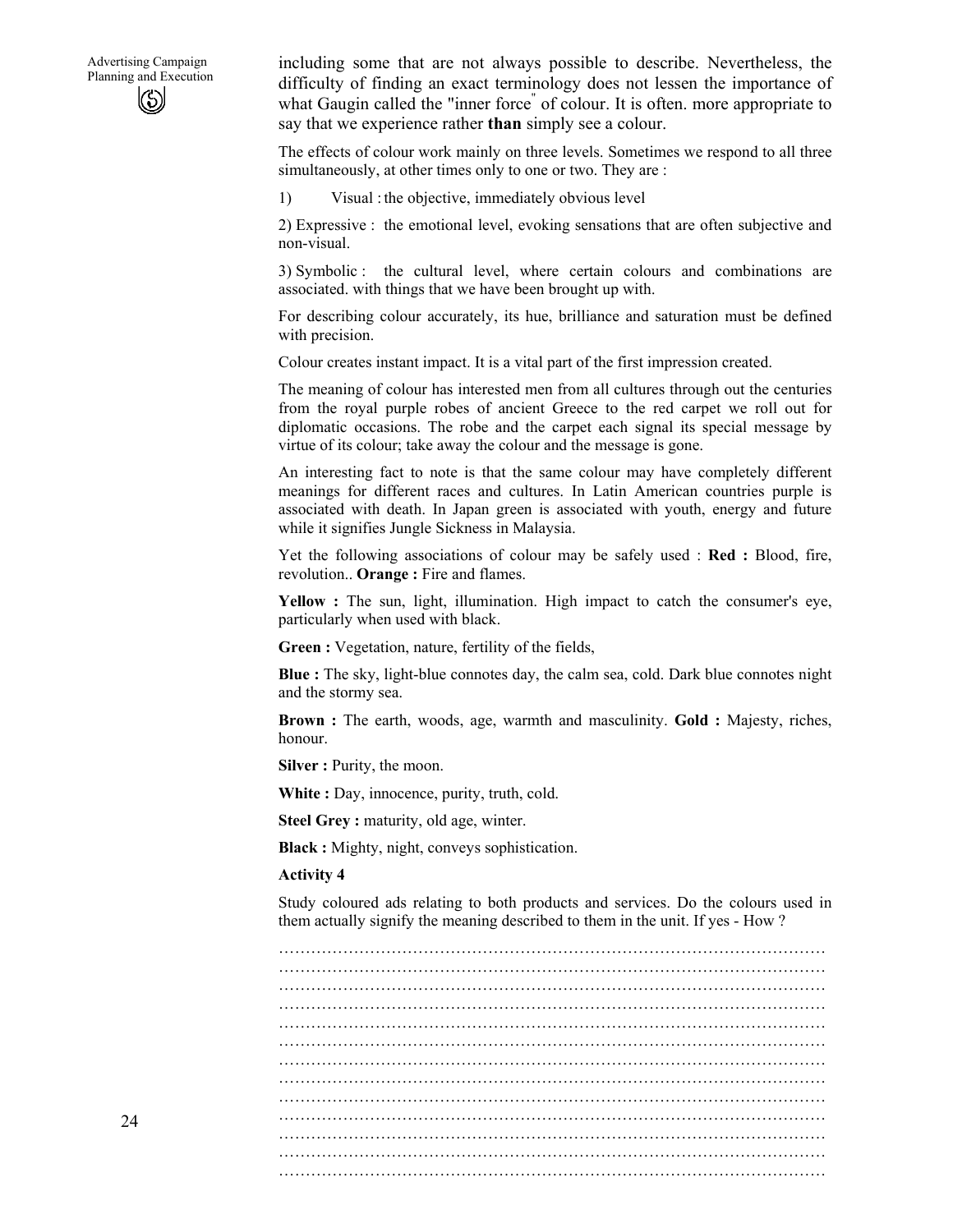including some that are not always possible to describe. Nevertheless, the difficulty of finding an exact terminology does not lessen the importance of what Gaugin called the "inner force" of colour. It is often. more appropriate to say that we experience rather **than** simply see a colour.

The effects of colour work mainly on three levels. Sometimes we respond to all three simultaneously, at other times only to one or two. They are :

1) Visual : the objective, immediately obvious level

2) Expressive : the emotional level, evoking sensations that are often subjective and non-visual.

3) Symbolic : the cultural level, where certain colours and combinations are associated. with things that we have been brought up with.

For describing colour accurately, its hue, brilliance and saturation must be defined with precision.

Colour creates instant impact. It is a vital part of the first impression created.

The meaning of colour has interested men from all cultures through out the centuries from the royal purple robes of ancient Greece to the red carpet we roll out for diplomatic occasions. The robe and the carpet each signal its special message by virtue of its colour; take away the colour and the message is gone.

An interesting fact to note is that the same colour may have completely different meanings for different races and cultures. In Latin American countries purple is associated with death. In Japan green is associated with youth, energy and future while it signifies Jungle Sickness in Malaysia.

Yet the following associations of colour may be safely used : **Red :** Blood, fire, revolution.. **Orange :** Fire and flames.

**Yellow :** The sun, light, illumination. High impact to catch the consumer's eye, particularly when used with black.

**Green :** Vegetation, nature, fertility of the fields,

**Blue :** The sky, light-blue connotes day, the calm sea, cold. Dark blue connotes night and the stormy sea.

**Brown :** The earth, woods, age, warmth and masculinity. **Gold :** Majesty, riches, honour.

**Silver :** Purity, the moon.

**White :** Day, innocence, purity, truth, cold.

**Steel Grey :** maturity, old age, winter.

**Black :** Mighty, night, conveys sophistication.

**Activity 4**

Study coloured ads relating to both products and services. Do the colours used in them actually signify the meaning described to them in the unit. If yes - How ?

…………………………………………………………………………………………
…………………………………………………………………………………………
…………………………………………………………………………………………
…………………………………………………………………………………………
…………………………………………………………………………………………
…………………………………………………………………………………………
…………………………………………………………………………………………
…………………………………………………………………………………………
…………………………………………………………………………………………
…………………………………………………………………………………………
…………………………………………………………………………………………
…………………………………………………………………………………………
…………………………………………………………………………………………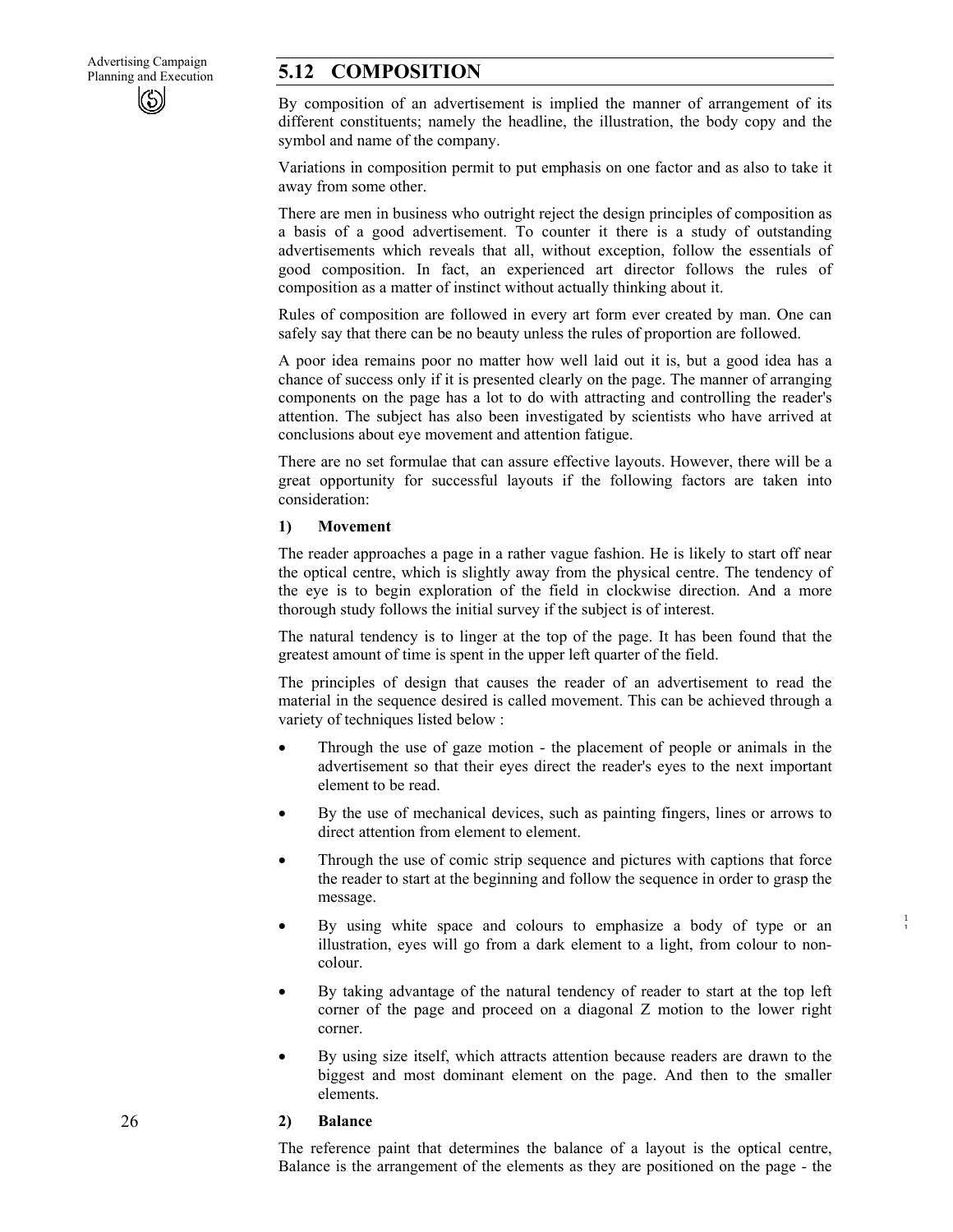## 5.12 COMPOSITION

By composition of an advertisement is implied the manner of arrangement of its different constituents; namely the headline, the illustration, the body copy and the symbol and name of the company.

Variations in composition permit to put emphasis on one factor and as also to take it away from some other.

There are men in business who outright reject the design principles of composition as a basis of a good advertisement. To counter it there is a study of outstanding advertisements which reveals that all, without exception, follow the essentials of good composition. In fact, an experienced art director follows the rules of composition as a matter of instinct without actually thinking about it.

Rules of composition are followed in every art form ever created by man. One can safely say that there can be no beauty unless the rules of proportion are followed.

A poor idea remains poor no matter how well laid out it is, but a good idea has a chance of success only if it is presented clearly on the page. The manner of arranging components on the page has a lot to do with attracting and controlling the reader's attention. The subject has also been investigated by scientists who have arrived at conclusions about eye movement and attention fatigue.

There are no set formulae that can assure effective layouts. However, there will be a great opportunity for successful layouts if the following factors are taken into consideration:

**1) Movement**

The reader approaches a page in a rather vague fashion. He is likely to start off near the optical centre, which is slightly away from the physical centre. The tendency of the eye is to begin exploration of the field in clockwise direction. And a more thorough study follows the initial survey if the subject is of interest.

The natural tendency is to linger at the top of the page. It has been found that the greatest amount of time is spent in the upper left quarter of the field.

The principles of design that causes the reader of an advertisement to read the material in the sequence desired is called movement. This can be achieved through a variety of techniques listed below :

- Through the use of gaze motion - the placement of people or animals in the advertisement so that their eyes direct the reader's eyes to the next important element to be read.
- By the use of mechanical devices, such as painting fingers, lines or arrows to direct attention from element to element.
- Through the use of comic strip sequence and pictures with captions that force the reader to start at the beginning and follow the sequence in order to grasp the message.
- By using white space and colours to emphasize a body of type or an illustration, eyes will go from a dark element to a light, from colour to non-colour.
- By taking advantage of the natural tendency of reader to start at the top left corner of the page and proceed on a diagonal Z motion to the lower right corner.
- By using size itself, which attracts attention because readers are drawn to the biggest and most dominant element on the page. And then to the smaller elements.

**2) Balance**

The reference paint that determines the balance of a layout is the optical centre, Balance is the arrangement of the elements as they are positioned on the page - the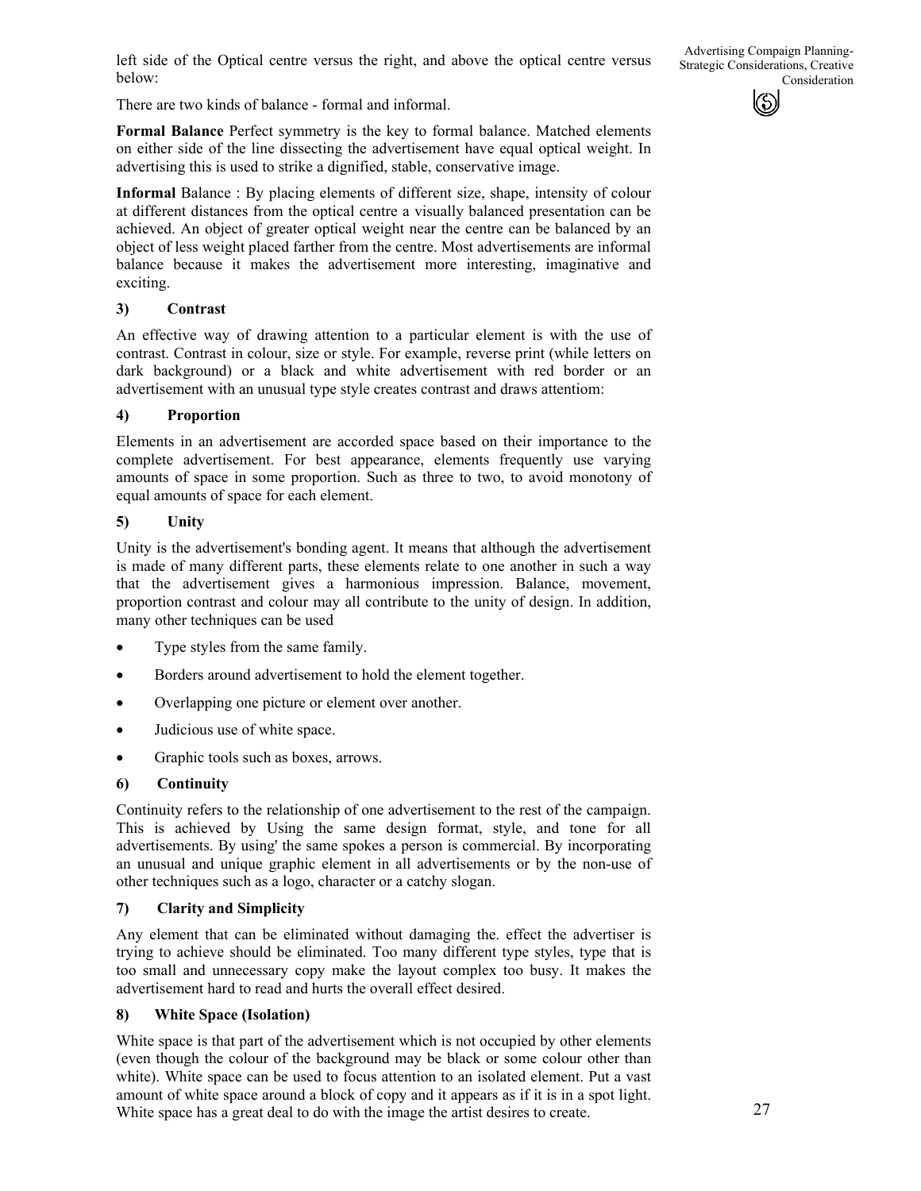left side of the Optical centre versus the right, and above the optical centre versus below:

There are two kinds of balance - formal and informal.

**Formal Balance** Perfect symmetry is the key to formal balance. Matched elements on either side of the line dissecting the advertisement have equal optical weight. In advertising this is used to strike a dignified, stable, conservative image.

**Informal** Balance : By placing elements of different size, shape, intensity of colour at different distances from the optical centre a visually balanced presentation can be achieved. An object of greater optical weight near the centre can be balanced by an object of less weight placed farther from the centre. Most advertisements are informal balance because it makes the advertisement more interesting, imaginative and exciting.

**3) Contrast**

An effective way of drawing attention to a particular element is with the use of contrast. Contrast in colour, size or style. For example, reverse print (while letters on dark background) or a black and white advertisement with red border or an advertisement with an unusual type style creates contrast and draws attentiom:

**4) Proportion**

Elements in an advertisement are accorded space based on their importance to the complete advertisement. For best appearance, elements frequently use varying amounts of space in some proportion. Such as three to two, to avoid monotony of equal amounts of space for each element.

**5) Unity**

Unity is the advertisement's bonding agent. It means that although the advertisement is made of many different parts, these elements relate to one another in such a way that the advertisement gives a harmonious impression. Balance, movement, proportion contrast and colour may all contribute to the unity of design. In addition, many other techniques can be used

- Type styles from the same family.
- Borders around advertisement to hold the element together.
- Overlapping one picture or element over another.
- Judicious use of white space.
- Graphic tools such as boxes, arrows.

**6) Continuity**

Continuity refers to the relationship of one advertisement to the rest of the campaign. This is achieved by Using the same design format, style, and tone for all advertisements. By using' the same spokes a person is commercial. By incorporating an unusual and unique graphic element in all advertisements or by the non-use of other techniques such as a logo, character or a catchy slogan.

**7) Clarity and Simplicity**

Any element that can be eliminated without damaging the. effect the advertiser is trying to achieve should be eliminated. Too many different type styles, type that is too small and unnecessary copy make the layout complex too busy. It makes the advertisement hard to read and hurts the overall effect desired.

**8) White Space (Isolation)**

White space is that part of the advertisement which is not occupied by other elements (even though the colour of the background may be black or some colour other than white). White space can be used to focus attention to an isolated element. Put a vast amount of white space around a block of copy and it appears as if it is in a spot light. White space has a great deal to do with the image the artist desires to create.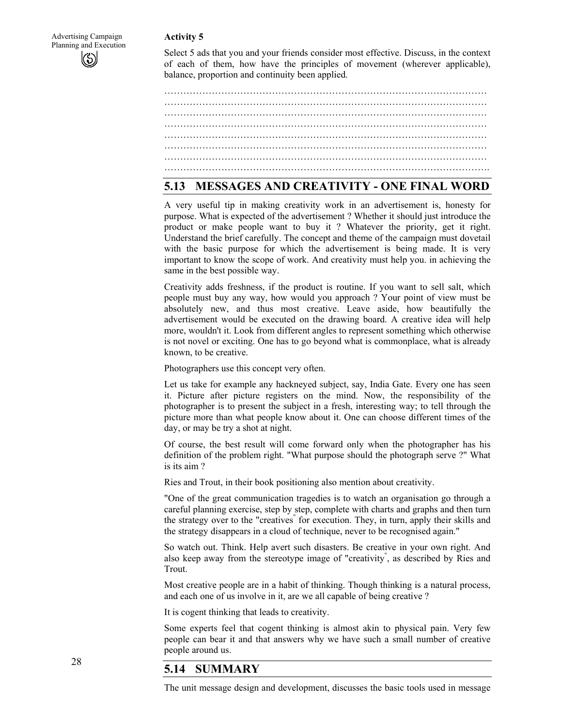**Activity 5**

Select 5 ads that you and your friends consider most effective. Discuss, in the context of each of them, how have the principles of movement (wherever applicable), balance, proportion and continuity been applied.

…………………………………………………………………………………………
…………………………………………………………………………………………
…………………………………………………………………………………………
…………………………………………………………………………………………
…………………………………………………………………………………………
…………………………………………………………………………………………
…………………………………………………………………………………………
………………………………………………………………………………………….

## 5.13 MESSAGES AND CREATIVITY - ONE FINAL WORD

A very useful tip in making creativity work in an advertisement is, honesty for purpose. What is expected of the advertisement ? Whether it should just introduce the product or make people want to buy it ? Whatever the priority, get it right. Understand the brief carefully. The concept and theme of the campaign must dovetail with the basic purpose for which the advertisement is being made. It is very important to know the scope of work. And creativity must help you. in achieving the same in the best possible way.

Creativity adds freshness, if the product is routine. If you want to sell salt, which people must buy any way, how would you approach ? Your point of view must be absolutely new, and thus most creative. Leave aside, how beautifully the advertisement would be executed on the drawing board. A creative idea will help more, wouldn't it. Look from different angles to represent something which otherwise is not novel or exciting. One has to go beyond what is commonplace, what is already known, to be creative.

Photographers use this concept very often.

Let us take for example any hackneyed subject, say, India Gate. Every one has seen it. Picture after picture registers on the mind. Now, the responsibility of the photographer is to present the subject in a fresh, interesting way; to tell through the picture more than what people know about it. One can choose different times of the day, or may be try a shot at night.

Of course, the best result will come forward only when the photographer has his definition of the problem right. "What purpose should the photograph serve ?" What is its aim ?

Ries and Trout, in their book positioning also mention about creativity.

"One of the great communication tragedies is to watch an organisation go through a careful planning exercise, step by step, complete with charts and graphs and then turn the strategy over to the "creatives" for execution. They, in turn, apply their skills and the strategy disappears in a cloud of technique, never to be recognised again."

So watch out. Think. Help avert such disasters. Be creative in your own right. And also keep away from the stereotype image of "creativity", as described by Ries and Trout.

Most creative people are in a habit of thinking. Though thinking is a natural process, and each one of us involve in it, are we all capable of being creative ?

It is cogent thinking that leads to creativity.

Some experts feel that cogent thinking is almost akin to physical pain. Very few people can bear it and that answers why we have such a small number of creative people around us.

## 5.14 SUMMARY

The unit message design and development, discusses the basic tools used in message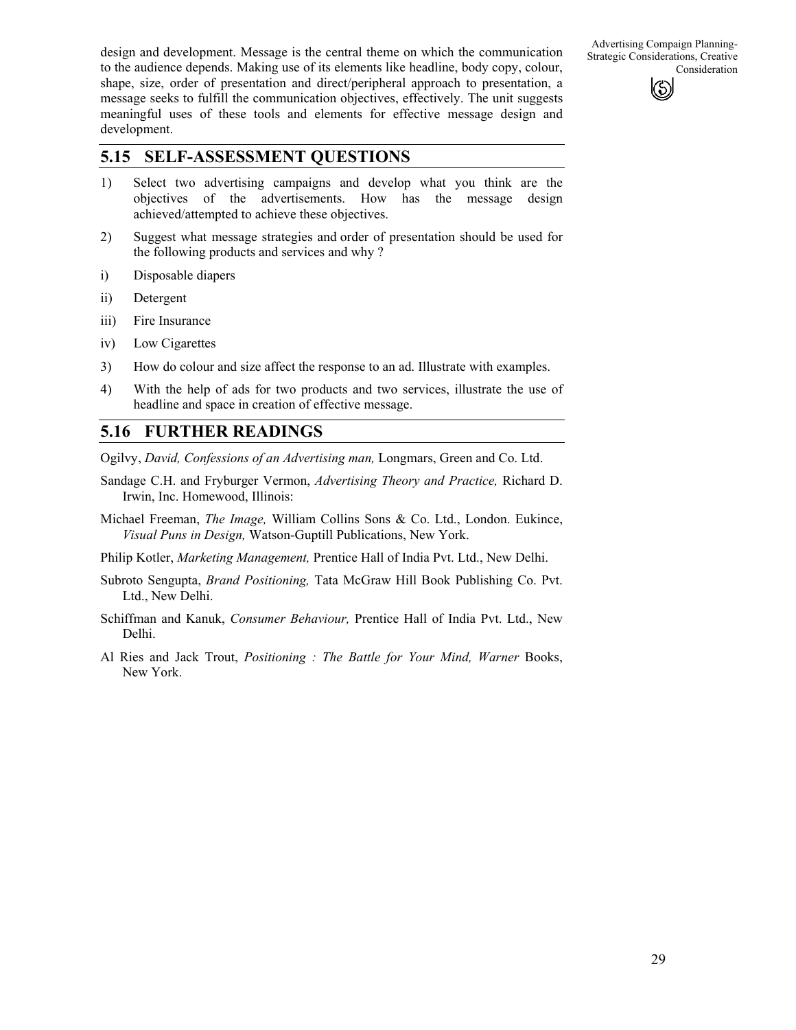design and development. Message is the central theme on which the communication to the audience depends. Making use of its elements like headline, body copy, colour, shape, size, order of presentation and direct/peripheral approach to presentation, a message seeks to fulfill the communication objectives, effectively. The unit suggests meaningful uses of these tools and elements for effective message design and development.

## 5.15 SELF-ASSESSMENT QUESTIONS

1) Select two advertising campaigns and develop what you think are the objectives of the advertisements. How has the message design achieved/attempted to achieve these objectives.

2) Suggest what message strategies and order of presentation should be used for the following products and services and why ?

i) Disposable diapers

ii) Detergent

iii) Fire Insurance

iv) Low Cigarettes

3) How do colour and size affect the response to an ad. Illustrate with examples.

4) With the help of ads for two products and two services, illustrate the use of headline and space in creation of effective message.

## 5.16 FURTHER READINGS

Ogilvy, *David, Confessions of an Advertising man,* Longmars, Green and Co. Ltd.

Sandage C.H. and Fryburger Vermon, *Advertising Theory and Practice,* Richard D. Irwin, Inc. Homewood, Illinois:

Michael Freeman, *The Image,* William Collins Sons & Co. Ltd., London. Eukince, *Visual Puns in Design,* Watson-Guptill Publications, New York.

Philip Kotler, *Marketing Management,* Prentice Hall of India Pvt. Ltd., New Delhi.

Subroto Sengupta, *Brand Positioning,* Tata McGraw Hill Book Publishing Co. Pvt. Ltd., New Delhi.

Schiffman and Kanuk, *Consumer Behaviour,* Prentice Hall of India Pvt. Ltd., New Delhi.

Al Ries and Jack Trout, *Positioning : The Battle for Your Mind, Warner* Books, New York.